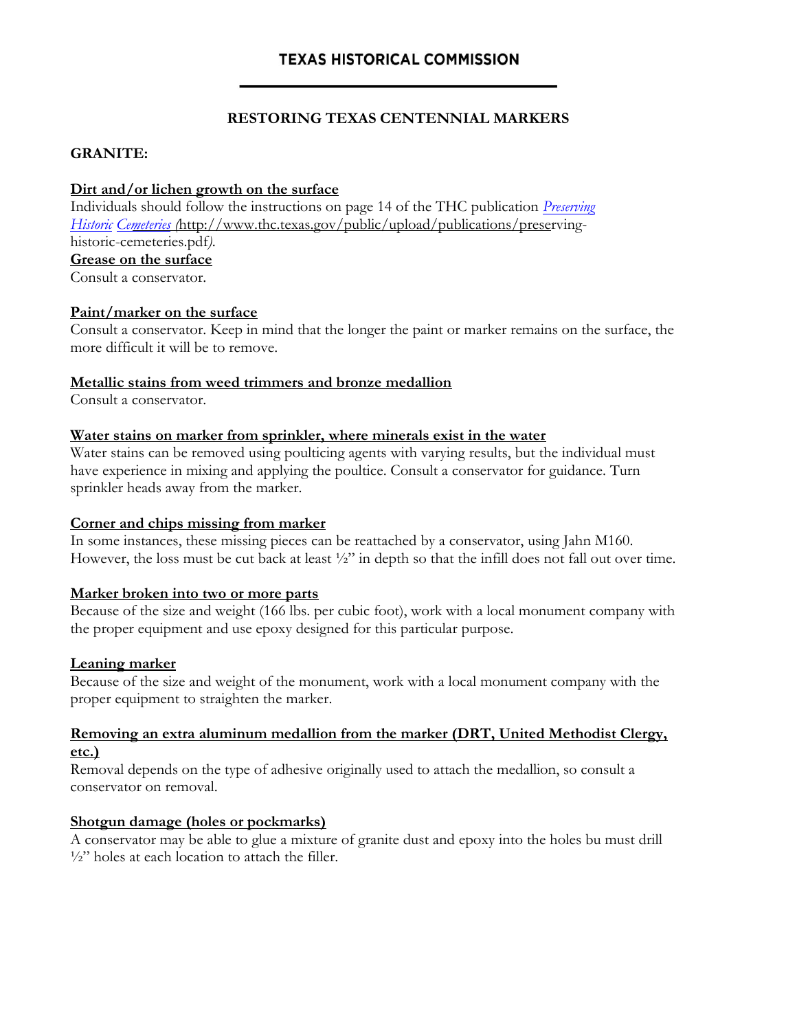# TEXAS HISTORICAL COMMISSION

## RESTORING TEXAS CENTENNIAL MARKERS

### GRANITE:

**Dirt and/or lichen growth on the surface**

Individuals should follow the instructions on page 14 of the THC publication *Preserving Historic Cemeteries* (http://www.thc.texas.gov/public/upload/publications/preserving-historic-cemeteries.pdf).

**Grease on the surface**

Consult a conservator.

**Paint/marker on the surface**

Consult a conservator. Keep in mind that the longer the paint or marker remains on the surface, the more difficult it will be to remove.

**Metallic stains from weed trimmers and bronze medallion**

Consult a conservator.

**Water stains on marker from sprinkler, where minerals exist in the water**

Water stains can be removed using poulticing agents with varying results, but the individual must have experience in mixing and applying the poultice. Consult a conservator for guidance. Turn sprinkler heads away from the marker.

**Corner and chips missing from marker**

In some instances, these missing pieces can be reattached by a conservator, using Jahn M160. However, the loss must be cut back at least ½" in depth so that the infill does not fall out over time.

**Marker broken into two or more parts**

Because of the size and weight (166 lbs. per cubic foot), work with a local monument company with the proper equipment and use epoxy designed for this particular purpose.

**Leaning marker**

Because of the size and weight of the monument, work with a local monument company with the proper equipment to straighten the marker.

**Removing an extra aluminum medallion from the marker (DRT, United Methodist Clergy, etc.)**

Removal depends on the type of adhesive originally used to attach the medallion, so consult a conservator on removal.

**Shotgun damage (holes or pockmarks)**

A conservator may be able to glue a mixture of granite dust and epoxy into the holes bu must drill ½" holes at each location to attach the filler.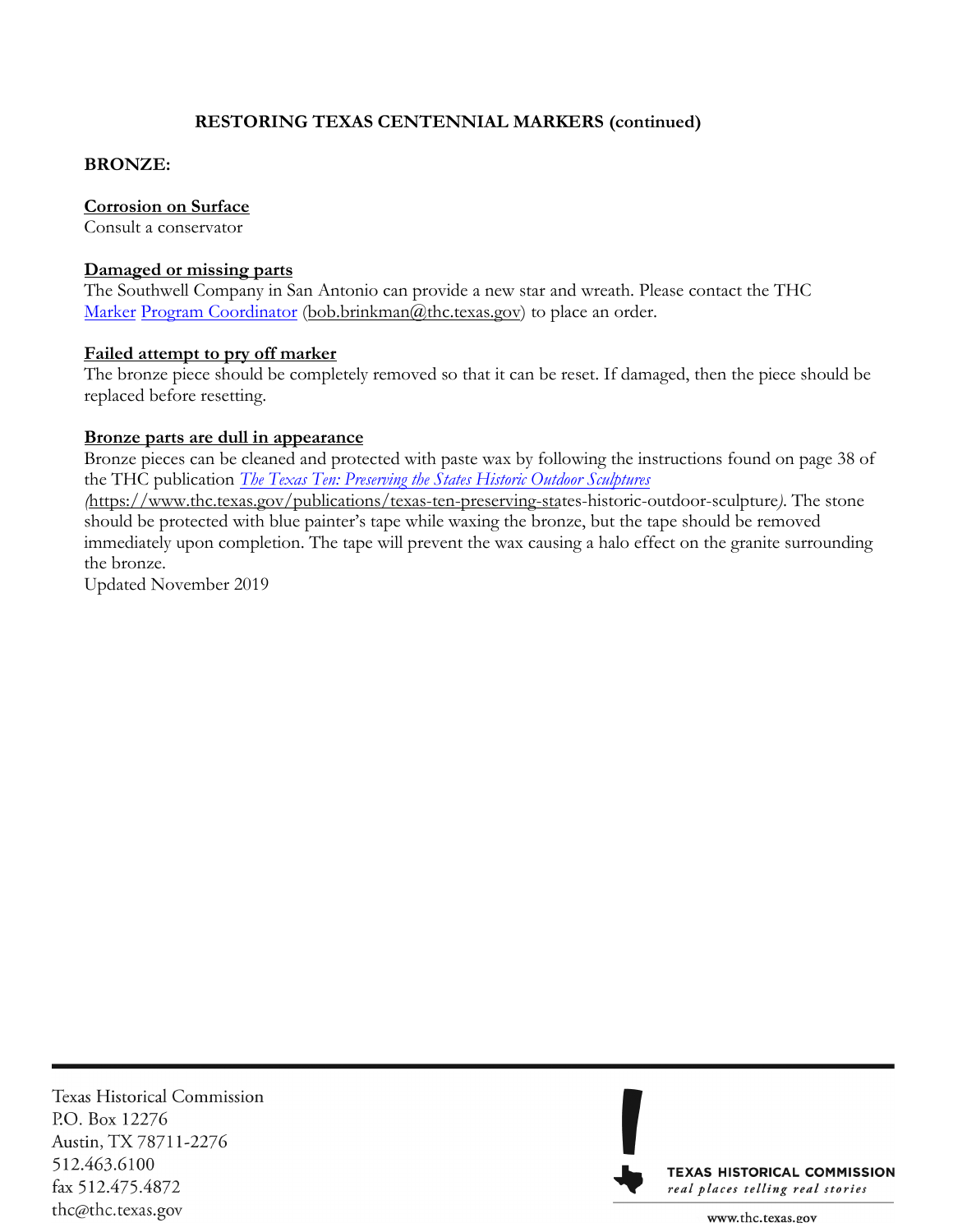**RESTORING TEXAS CENTENNIAL MARKERS (continued)**

**BRONZE:**

**Corrosion on Surface**
Consult a conservator

**Damaged or missing parts**
The Southwell Company in San Antonio can provide a new star and wreath. Please contact the THC Marker Program Coordinator (bob.brinkman@thc.texas.gov) to place an order.

**Failed attempt to pry off marker**
The bronze piece should be completely removed so that it can be reset. If damaged, then the piece should be replaced before resetting.

**Bronze parts are dull in appearance**
Bronze pieces can be cleaned and protected with paste wax by following the instructions found on page 38 of the THC publication *The Texas Ten: Preserving the States Historic Outdoor Sculptures* (https://www.thc.texas.gov/publications/texas-ten-preserving-states-historic-outdoor-sculpture). The stone should be protected with blue painter's tape while waxing the bronze, but the tape should be removed immediately upon completion. The tape will prevent the wax causing a halo effect on the granite surrounding the bronze.

Updated November 2019

Texas Historical Commission
P.O. Box 12276
Austin, TX 78711-2276
512.463.6100
fax 512.475.4872
thc@thc.texas.gov

TEXAS HISTORICAL COMMISSION
*real places telling real stories*
www.thc.texas.gov